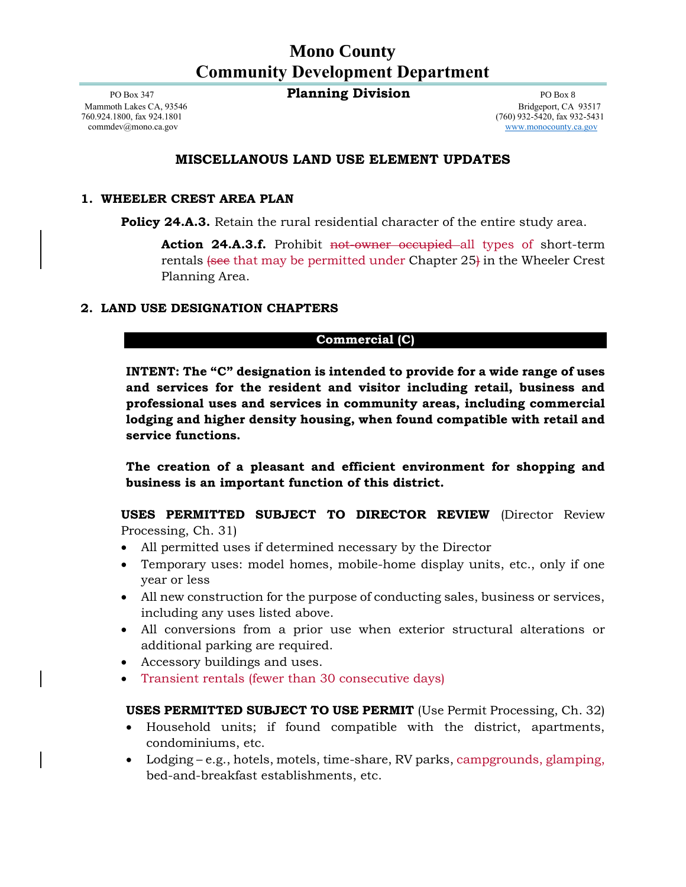# Mono County
# Community Development Department

**Planning Division**

PO Box 347
Mammoth Lakes CA, 93546
760.924.1800, fax 924.1801
commdev@mono.ca.gov

PO Box 8
Bridgeport, CA 93517
(760) 932-5420, fax 932-5431
www.monocounty.ca.gov

## MISCELLANOUS LAND USE ELEMENT UPDATES

### 1. WHEELER CREST AREA PLAN

**Policy 24.A.3.** Retain the rural residential character of the entire study area.

> **Action 24.A.3.f.** Prohibit ~~not-owner occupied~~ all types of short-term rentals ~~(see~~ that may be permitted under Chapter 25~~)~~ in the Wheeler Crest Planning Area.

### 2. LAND USE DESIGNATION CHAPTERS

**Commercial (C)**

**INTENT: The "C" designation is intended to provide for a wide range of uses and services for the resident and visitor including retail, business and professional uses and services in community areas, including commercial lodging and higher density housing, when found compatible with retail and service functions.**

**The creation of a pleasant and efficient environment for shopping and business is an important function of this district.**

**USES PERMITTED SUBJECT TO DIRECTOR REVIEW** (Director Review Processing, Ch. 31)

- All permitted uses if determined necessary by the Director
- Temporary uses: model homes, mobile-home display units, etc., only if one year or less
- All new construction for the purpose of conducting sales, business or services, including any uses listed above.
- All conversions from a prior use when exterior structural alterations or additional parking are required.
- Accessory buildings and uses.
- Transient rentals (fewer than 30 consecutive days)

**USES PERMITTED SUBJECT TO USE PERMIT** (Use Permit Processing, Ch. 32)

- Household units; if found compatible with the district, apartments, condominiums, etc.
- Lodging – e.g., hotels, motels, time-share, RV parks, campgrounds, glamping, bed-and-breakfast establishments, etc.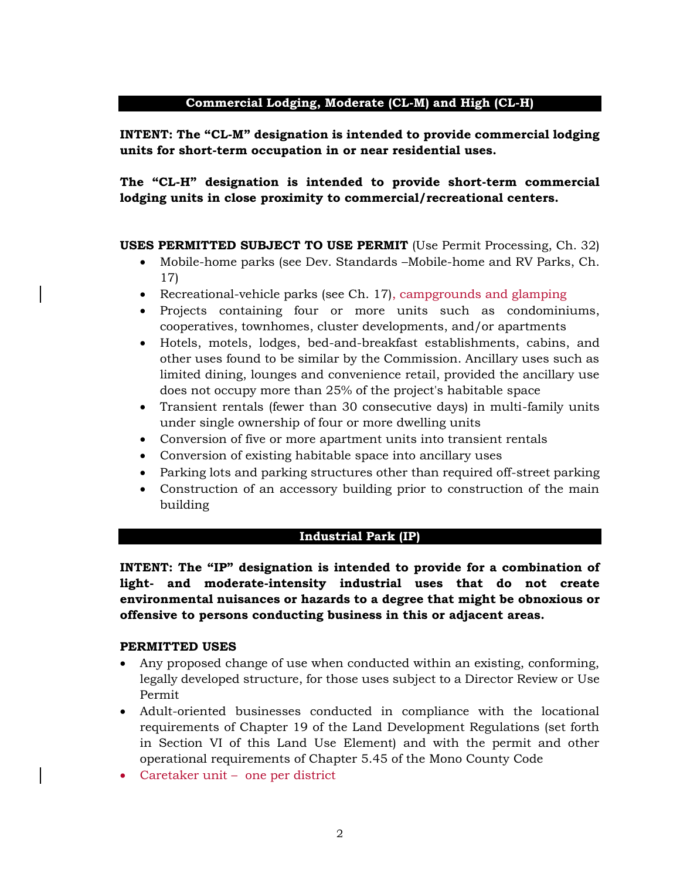## Commercial Lodging, Moderate (CL-M) and High (CL-H)

**INTENT: The "CL-M" designation is intended to provide commercial lodging units for short-term occupation in or near residential uses.**

**The "CL-H" designation is intended to provide short-term commercial lodging units in close proximity to commercial/recreational centers.**

**USES PERMITTED SUBJECT TO USE PERMIT** (Use Permit Processing, Ch. 32)

- Mobile-home parks (see Dev. Standards –Mobile-home and RV Parks, Ch. 17)
- Recreational-vehicle parks (see Ch. 17), campgrounds and glamping
- Projects containing four or more units such as condominiums, cooperatives, townhomes, cluster developments, and/or apartments
- Hotels, motels, lodges, bed-and-breakfast establishments, cabins, and other uses found to be similar by the Commission. Ancillary uses such as limited dining, lounges and convenience retail, provided the ancillary use does not occupy more than 25% of the project's habitable space
- Transient rentals (fewer than 30 consecutive days) in multi-family units under single ownership of four or more dwelling units
- Conversion of five or more apartment units into transient rentals
- Conversion of existing habitable space into ancillary uses
- Parking lots and parking structures other than required off-street parking
- Construction of an accessory building prior to construction of the main building

## Industrial Park (IP)

**INTENT: The "IP" designation is intended to provide for a combination of light- and moderate-intensity industrial uses that do not create environmental nuisances or hazards to a degree that might be obnoxious or offensive to persons conducting business in this or adjacent areas.**

**PERMITTED USES**

- Any proposed change of use when conducted within an existing, conforming, legally developed structure, for those uses subject to a Director Review or Use Permit
- Adult-oriented businesses conducted in compliance with the locational requirements of Chapter 19 of the Land Development Regulations (set forth in Section VI of this Land Use Element) and with the permit and other operational requirements of Chapter 5.45 of the Mono County Code
- Caretaker unit – one per district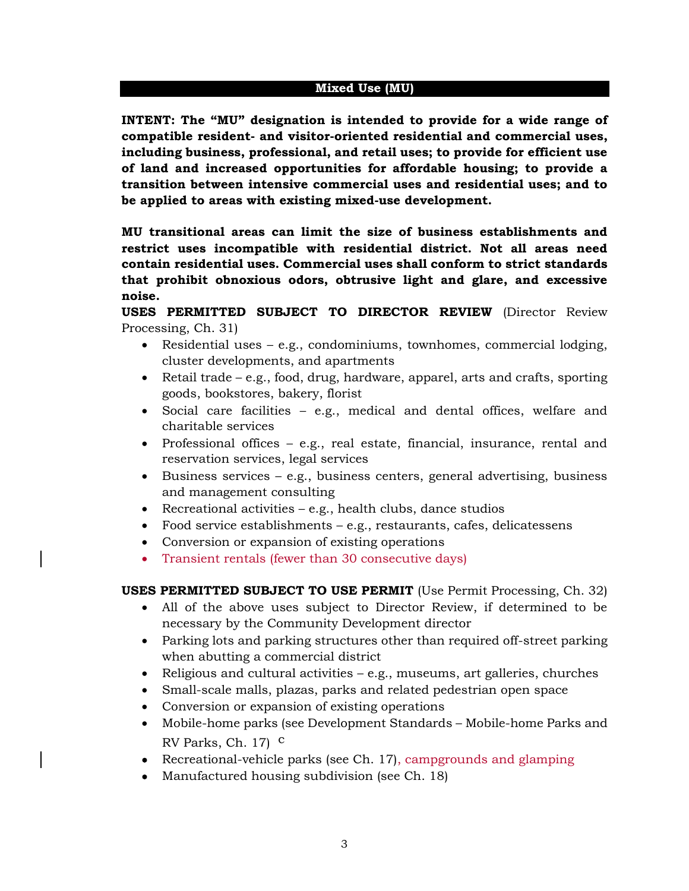## Mixed Use (MU)

**INTENT: The "MU" designation is intended to provide for a wide range of compatible resident- and visitor-oriented residential and commercial uses, including business, professional, and retail uses; to provide for efficient use of land and increased opportunities for affordable housing; to provide a transition between intensive commercial uses and residential uses; and to be applied to areas with existing mixed-use development.**

**MU transitional areas can limit the size of business establishments and restrict uses incompatible with residential district. Not all areas need contain residential uses. Commercial uses shall conform to strict standards that prohibit obnoxious odors, obtrusive light and glare, and excessive noise.**

**USES PERMITTED SUBJECT TO DIRECTOR REVIEW** (Director Review Processing, Ch. 31)

- Residential uses – e.g., condominiums, townhomes, commercial lodging, cluster developments, and apartments
- Retail trade – e.g., food, drug, hardware, apparel, arts and crafts, sporting goods, bookstores, bakery, florist
- Social care facilities – e.g., medical and dental offices, welfare and charitable services
- Professional offices – e.g., real estate, financial, insurance, rental and reservation services, legal services
- Business services – e.g., business centers, general advertising, business and management consulting
- Recreational activities – e.g., health clubs, dance studios
- Food service establishments – e.g., restaurants, cafes, delicatessens
- Conversion or expansion of existing operations
- Transient rentals (fewer than 30 consecutive days)

**USES PERMITTED SUBJECT TO USE PERMIT** (Use Permit Processing, Ch. 32)

- All of the above uses subject to Director Review, if determined to be necessary by the Community Development director
- Parking lots and parking structures other than required off-street parking when abutting a commercial district
- Religious and cultural activities – e.g., museums, art galleries, churches
- Small-scale malls, plazas, parks and related pedestrian open space
- Conversion or expansion of existing operations
- Mobile-home parks (see Development Standards – Mobile-home Parks and RV Parks, Ch. 17) C
- Recreational-vehicle parks (see Ch. 17), campgrounds and glamping
- Manufactured housing subdivision (see Ch. 18)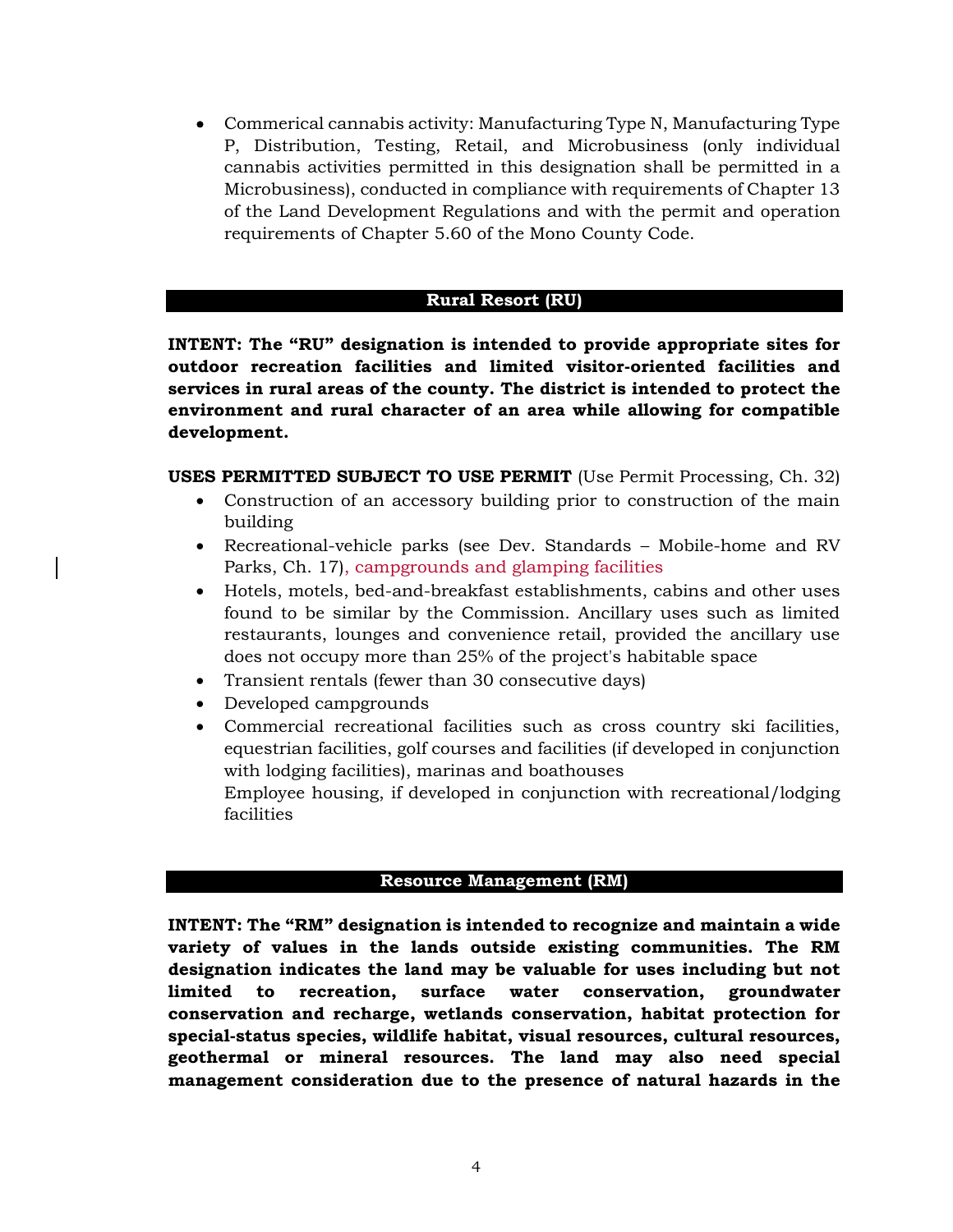- Commerical cannabis activity: Manufacturing Type N, Manufacturing Type P, Distribution, Testing, Retail, and Microbusiness (only individual cannabis activities permitted in this designation shall be permitted in a Microbusiness), conducted in compliance with requirements of Chapter 13 of the Land Development Regulations and with the permit and operation requirements of Chapter 5.60 of the Mono County Code.

## Rural Resort (RU)

**INTENT: The "RU" designation is intended to provide appropriate sites for outdoor recreation facilities and limited visitor-oriented facilities and services in rural areas of the county. The district is intended to protect the environment and rural character of an area while allowing for compatible development.**

**USES PERMITTED SUBJECT TO USE PERMIT** (Use Permit Processing, Ch. 32)

- Construction of an accessory building prior to construction of the main building
- Recreational-vehicle parks (see Dev. Standards – Mobile-home and RV Parks, Ch. 17), campgrounds and glamping facilities
- Hotels, motels, bed-and-breakfast establishments, cabins and other uses found to be similar by the Commission. Ancillary uses such as limited restaurants, lounges and convenience retail, provided the ancillary use does not occupy more than 25% of the project's habitable space
- Transient rentals (fewer than 30 consecutive days)
- Developed campgrounds
- Commercial recreational facilities such as cross country ski facilities, equestrian facilities, golf courses and facilities (if developed in conjunction with lodging facilities), marinas and boathouses
  Employee housing, if developed in conjunction with recreational/lodging facilities

## Resource Management (RM)

**INTENT: The "RM" designation is intended to recognize and maintain a wide variety of values in the lands outside existing communities. The RM designation indicates the land may be valuable for uses including but not limited to recreation, surface water conservation, groundwater conservation and recharge, wetlands conservation, habitat protection for special-status species, wildlife habitat, visual resources, cultural resources, geothermal or mineral resources. The land may also need special management consideration due to the presence of natural hazards in the**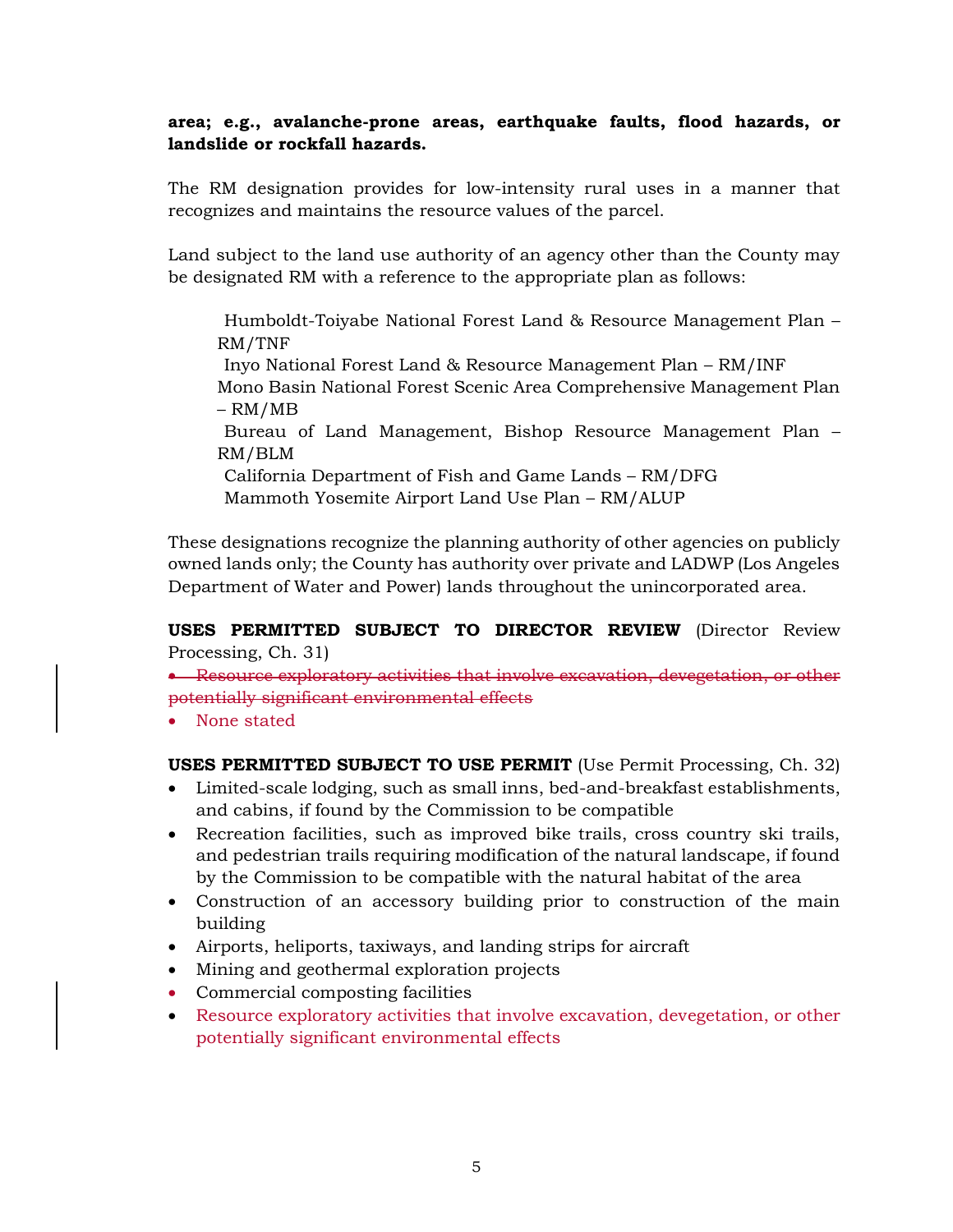**area; e.g., avalanche-prone areas, earthquake faults, flood hazards, or landslide or rockfall hazards.**

The RM designation provides for low-intensity rural uses in a manner that recognizes and maintains the resource values of the parcel.

Land subject to the land use authority of an agency other than the County may be designated RM with a reference to the appropriate plan as follows:

Humboldt-Toiyabe National Forest Land & Resource Management Plan – RM/TNF
Inyo National Forest Land & Resource Management Plan – RM/INF
Mono Basin National Forest Scenic Area Comprehensive Management Plan – RM/MB
Bureau of Land Management, Bishop Resource Management Plan – RM/BLM
California Department of Fish and Game Lands – RM/DFG
Mammoth Yosemite Airport Land Use Plan – RM/ALUP

These designations recognize the planning authority of other agencies on publicly owned lands only; the County has authority over private and LADWP (Los Angeles Department of Water and Power) lands throughout the unincorporated area.

**USES PERMITTED SUBJECT TO DIRECTOR REVIEW** (Director Review Processing, Ch. 31)

- ~~Resource exploratory activities that involve excavation, devegetation, or other potentially significant environmental effects~~
- None stated

**USES PERMITTED SUBJECT TO USE PERMIT** (Use Permit Processing, Ch. 32)

- Limited-scale lodging, such as small inns, bed-and-breakfast establishments, and cabins, if found by the Commission to be compatible
- Recreation facilities, such as improved bike trails, cross country ski trails, and pedestrian trails requiring modification of the natural landscape, if found by the Commission to be compatible with the natural habitat of the area
- Construction of an accessory building prior to construction of the main building
- Airports, heliports, taxiways, and landing strips for aircraft
- Mining and geothermal exploration projects
- Commercial composting facilities
- Resource exploratory activities that involve excavation, devegetation, or other potentially significant environmental effects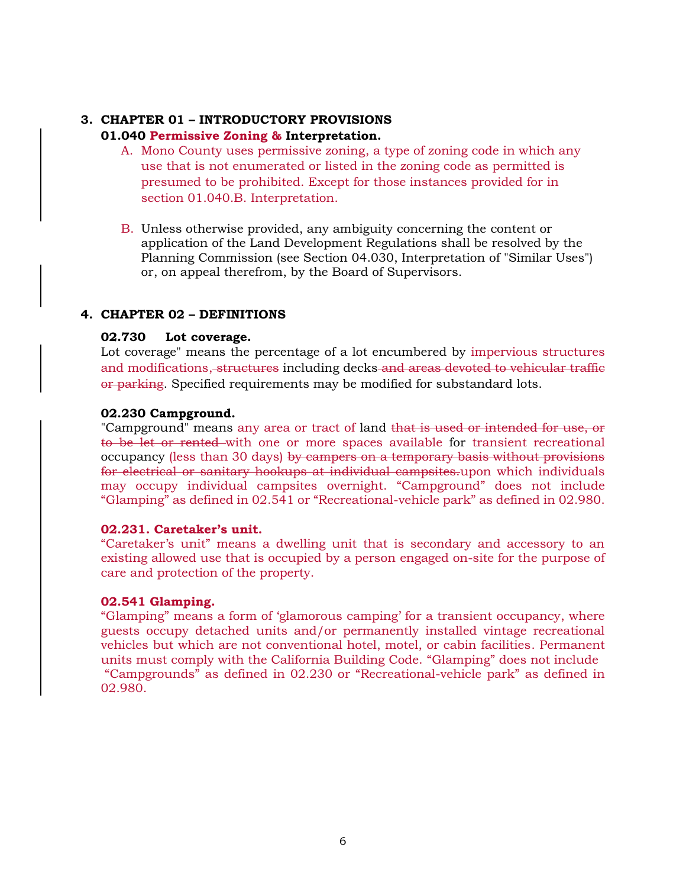## 3. CHAPTER 01 – INTRODUCTORY PROVISIONS

### 01.040 Permissive Zoning & Interpretation.

A. Mono County uses permissive zoning, a type of zoning code in which any use that is not enumerated or listed in the zoning code as permitted is presumed to be prohibited. Except for those instances provided for in section 01.040.B. Interpretation.

B. Unless otherwise provided, any ambiguity concerning the content or application of the Land Development Regulations shall be resolved by the Planning Commission (see Section 04.030, Interpretation of "Similar Uses") or, on appeal therefrom, by the Board of Supervisors.

## 4. CHAPTER 02 – DEFINITIONS

### 02.730 Lot coverage.

Lot coverage" means the percentage of a lot encumbered by impervious structures and modifications, ~~structures~~ including decks ~~and areas devoted to vehicular traffic or parking~~. Specified requirements may be modified for substandard lots.

### 02.230 Campground.

"Campground" means any area or tract of land ~~that is used or intended for use, or to be let or rented~~ with one or more spaces available for transient recreational occupancy (less than 30 days) ~~by campers on a temporary basis without provisions for electrical or sanitary hookups at individual campsites.~~ upon which individuals may occupy individual campsites overnight. "Campground" does not include "Glamping" as defined in 02.541 or "Recreational-vehicle park" as defined in 02.980.

### 02.231. Caretaker's unit.

"Caretaker's unit" means a dwelling unit that is secondary and accessory to an existing allowed use that is occupied by a person engaged on-site for the purpose of care and protection of the property.

### 02.541 Glamping.

"Glamping" means a form of 'glamorous camping' for a transient occupancy, where guests occupy detached units and/or permanently installed vintage recreational vehicles but which are not conventional hotel, motel, or cabin facilities. Permanent units must comply with the California Building Code. "Glamping" does not include "Campgrounds" as defined in 02.230 or "Recreational-vehicle park" as defined in 02.980.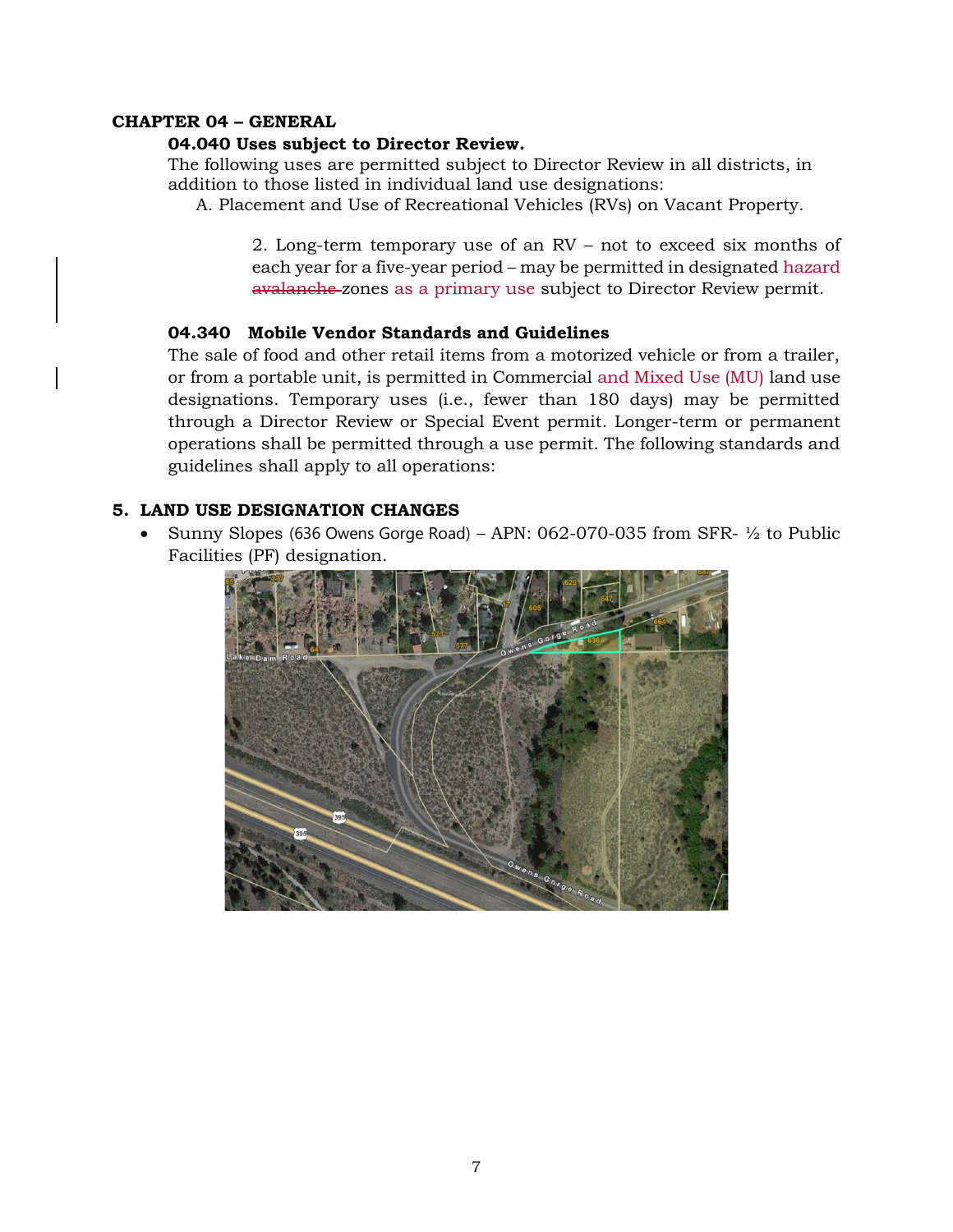**CHAPTER 04 – GENERAL**

**04.040 Uses subject to Director Review.**

The following uses are permitted subject to Director Review in all districts, in addition to those listed in individual land use designations:

A. Placement and Use of Recreational Vehicles (RVs) on Vacant Property.

2. Long-term temporary use of an RV – not to exceed six months of each year for a five-year period – may be permitted in designated hazard ~~avalanche~~ zones as a primary use subject to Director Review permit.

**04.340 Mobile Vendor Standards and Guidelines**

The sale of food and other retail items from a motorized vehicle or from a trailer, or from a portable unit, is permitted in Commercial and Mixed Use (MU) land use designations. Temporary uses (i.e., fewer than 180 days) may be permitted through a Director Review or Special Event permit. Longer-term or permanent operations shall be permitted through a use permit. The following standards and guidelines shall apply to all operations:

**5. LAND USE DESIGNATION CHANGES**

- Sunny Slopes (636 Owens Gorge Road) – APN: 062-070-035 from SFR- ½ to Public Facilities (PF) designation.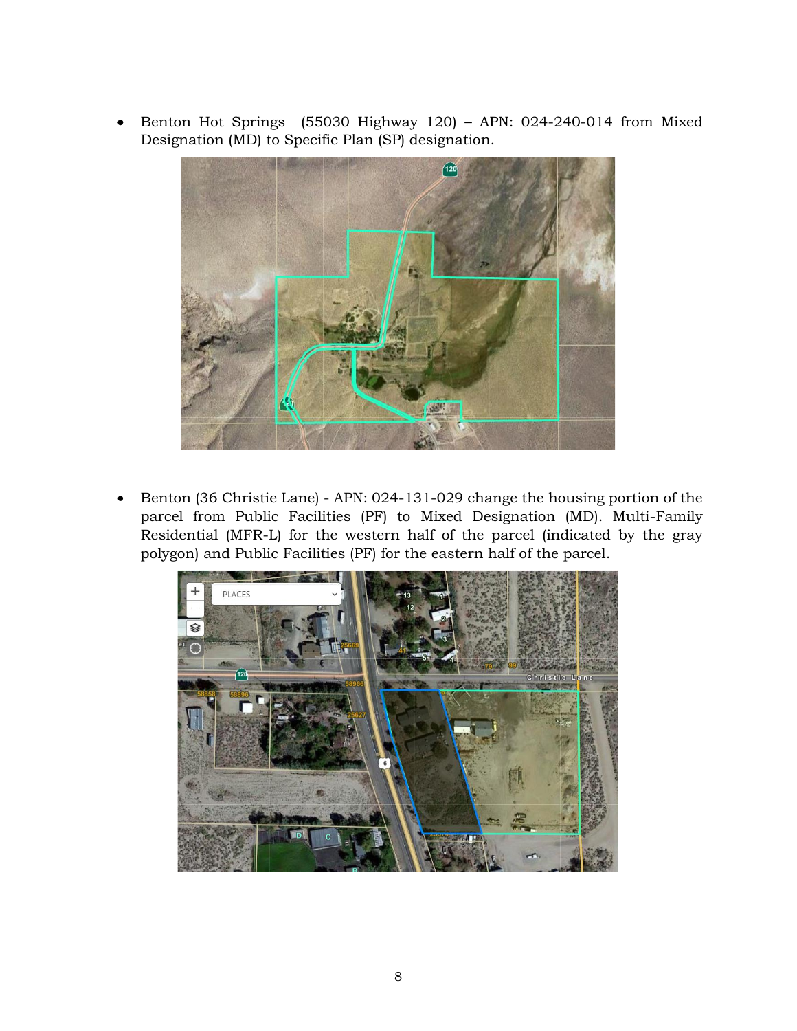- Benton Hot Springs (55030 Highway 120) – APN: 024-240-014 from Mixed Designation (MD) to Specific Plan (SP) designation.

- Benton (36 Christie Lane) - APN: 024-131-029 change the housing portion of the parcel from Public Facilities (PF) to Mixed Designation (MD). Multi-Family Residential (MFR-L) for the western half of the parcel (indicated by the gray polygon) and Public Facilities (PF) for the eastern half of the parcel.